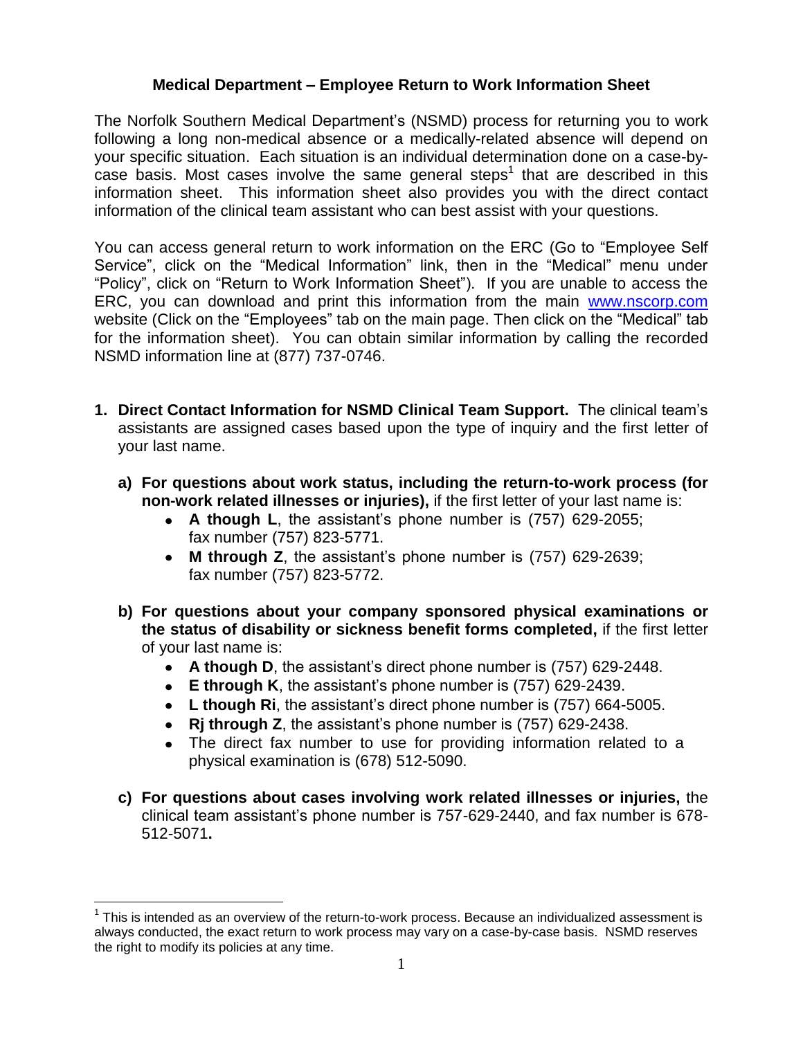# Medical Department – Employee Return to Work Information Sheet

The Norfolk Southern Medical Department's (NSMD) process for returning you to work following a long non-medical absence or a medically-related absence will depend on your specific situation. Each situation is an individual determination done on a case-by-case basis. Most cases involve the same general steps[1] that are described in this information sheet. This information sheet also provides you with the direct contact information of the clinical team assistant who can best assist with your questions.

You can access general return to work information on the ERC (Go to "Employee Self Service", click on the "Medical Information" link, then in the "Medical" menu under "Policy", click on "Return to Work Information Sheet"). If you are unable to access the ERC, you can download and print this information from the main www.nscorp.com website (Click on the "Employees" tab on the main page. Then click on the "Medical" tab for the information sheet). You can obtain similar information by calling the recorded NSMD information line at (877) 737-0746.

1. **Direct Contact Information for NSMD Clinical Team Support.** The clinical team's assistants are assigned cases based upon the type of inquiry and the first letter of your last name.

   a) **For questions about work status, including the return-to-work process (for non-work related illnesses or injuries),** if the first letter of your last name is:
      - **A though L**, the assistant's phone number is (757) 629-2055; fax number (757) 823-5771.
      - **M through Z**, the assistant's phone number is (757) 629-2639; fax number (757) 823-5772.

   b) **For questions about your company sponsored physical examinations or the status of disability or sickness benefit forms completed,** if the first letter of your last name is:
      - **A though D**, the assistant's direct phone number is (757) 629-2448.
      - **E through K**, the assistant's phone number is (757) 629-2439.
      - **L though Ri**, the assistant's direct phone number is (757) 664-5005.
      - **Rj through Z**, the assistant's phone number is (757) 629-2438.
      - The direct fax number to use for providing information related to a physical examination is (678) 512-5090.

   c) **For questions about cases involving work related illnesses or injuries,** the clinical team assistant's phone number is 757-629-2440, and fax number is 678-512-5071**.**

---

[1] This is intended as an overview of the return-to-work process. Because an individualized assessment is always conducted, the exact return to work process may vary on a case-by-case basis. NSMD reserves the right to modify its policies at any time.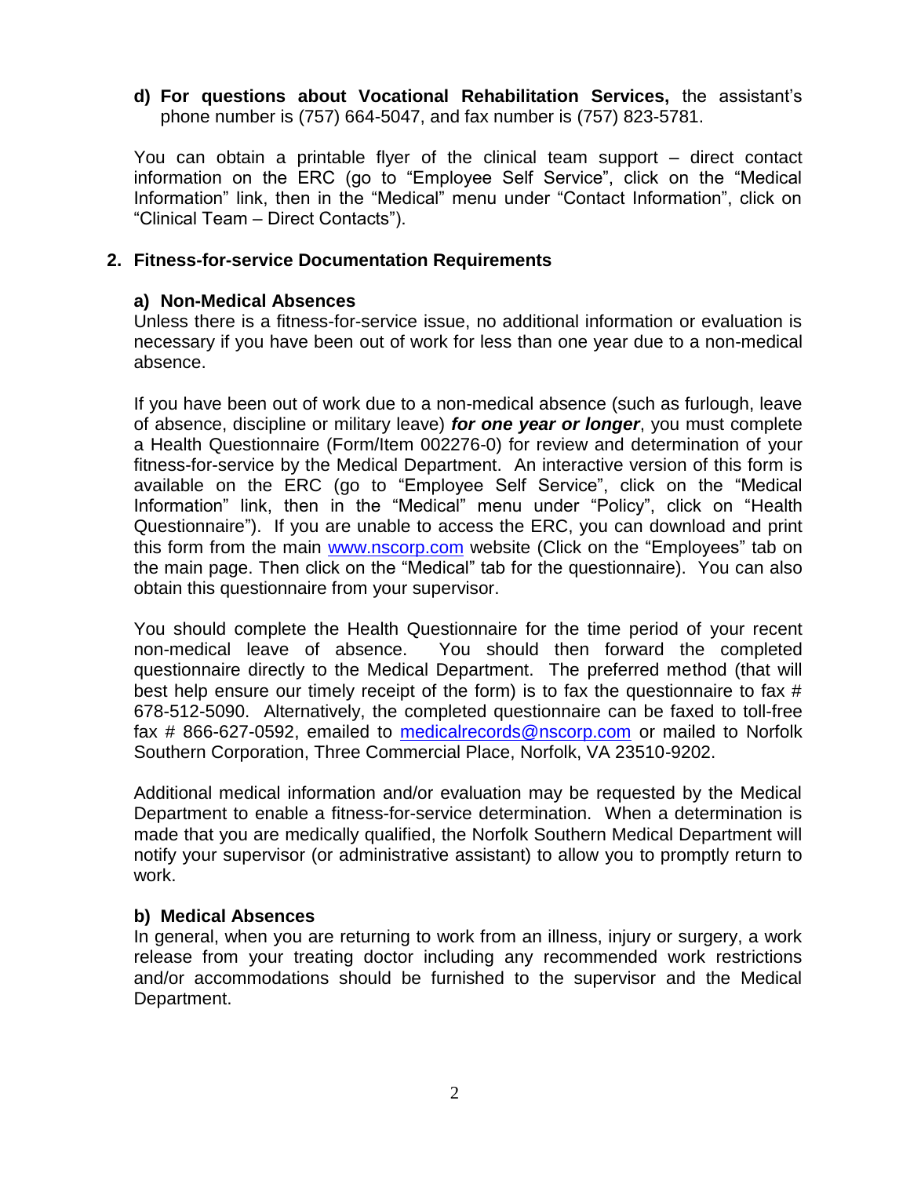**d) For questions about Vocational Rehabilitation Services,** the assistant's phone number is (757) 664-5047, and fax number is (757) 823-5781.

You can obtain a printable flyer of the clinical team support – direct contact information on the ERC (go to "Employee Self Service", click on the "Medical Information" link, then in the "Medical" menu under "Contact Information", click on "Clinical Team – Direct Contacts").

## 2. Fitness-for-service Documentation Requirements

### a) Non-Medical Absences

Unless there is a fitness-for-service issue, no additional information or evaluation is necessary if you have been out of work for less than one year due to a non-medical absence.

If you have been out of work due to a non-medical absence (such as furlough, leave of absence, discipline or military leave) ***for one year or longer***, you must complete a Health Questionnaire (Form/Item 002276-0) for review and determination of your fitness-for-service by the Medical Department. An interactive version of this form is available on the ERC (go to "Employee Self Service", click on the "Medical Information" link, then in the "Medical" menu under "Policy", click on "Health Questionnaire"). If you are unable to access the ERC, you can download and print this form from the main www.nscorp.com website (Click on the "Employees" tab on the main page. Then click on the "Medical" tab for the questionnaire). You can also obtain this questionnaire from your supervisor.

You should complete the Health Questionnaire for the time period of your recent non-medical leave of absence. You should then forward the completed questionnaire directly to the Medical Department. The preferred method (that will best help ensure our timely receipt of the form) is to fax the questionnaire to fax # 678-512-5090. Alternatively, the completed questionnaire can be faxed to toll-free fax # 866-627-0592, emailed to medicalrecords@nscorp.com or mailed to Norfolk Southern Corporation, Three Commercial Place, Norfolk, VA 23510-9202.

Additional medical information and/or evaluation may be requested by the Medical Department to enable a fitness-for-service determination. When a determination is made that you are medically qualified, the Norfolk Southern Medical Department will notify your supervisor (or administrative assistant) to allow you to promptly return to work.

### b) Medical Absences

In general, when you are returning to work from an illness, injury or surgery, a work release from your treating doctor including any recommended work restrictions and/or accommodations should be furnished to the supervisor and the Medical Department.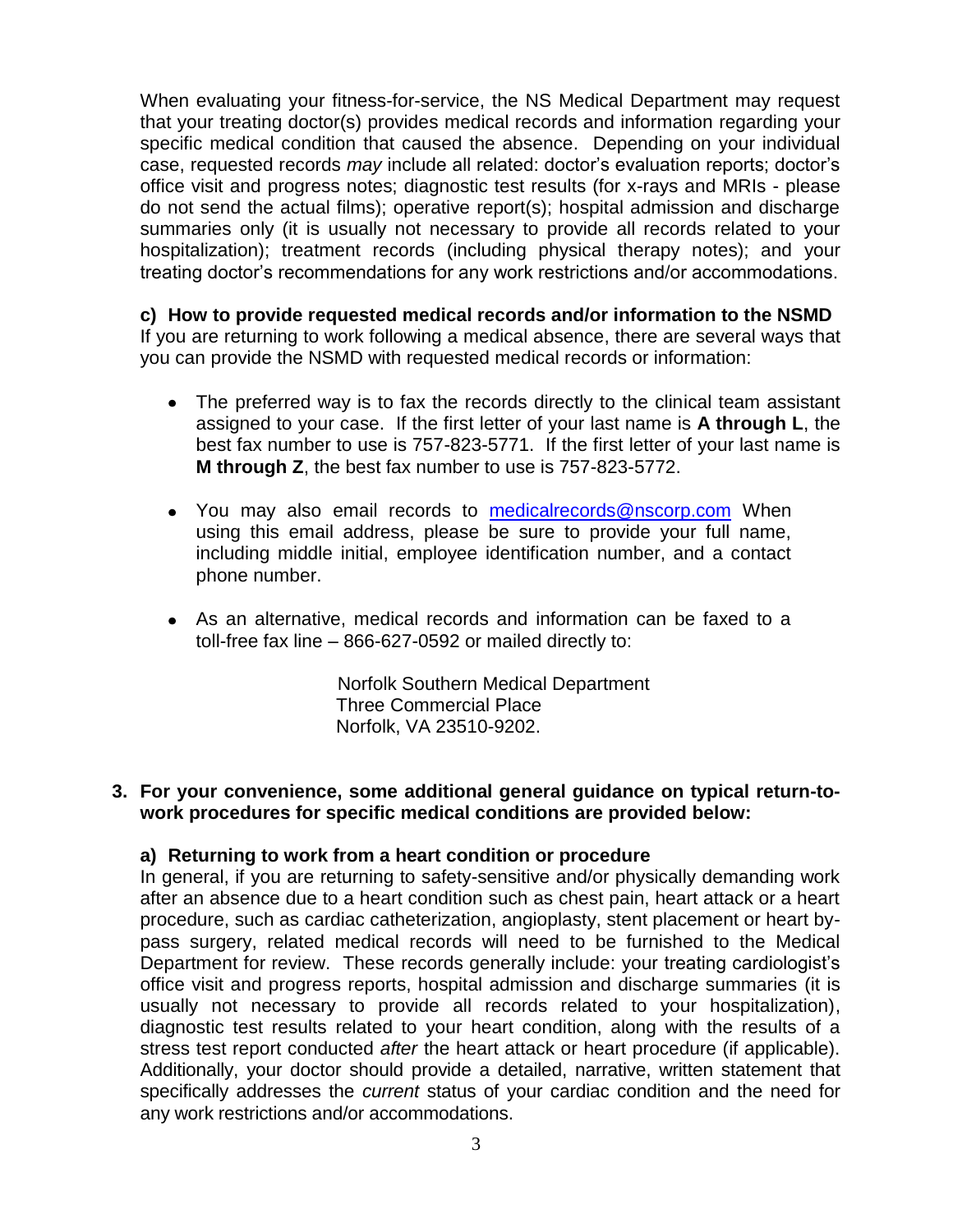When evaluating your fitness-for-service, the NS Medical Department may request that your treating doctor(s) provides medical records and information regarding your specific medical condition that caused the absence. Depending on your individual case, requested records *may* include all related: doctor's evaluation reports; doctor's office visit and progress notes; diagnostic test results (for x-rays and MRIs - please do not send the actual films); operative report(s); hospital admission and discharge summaries only (it is usually not necessary to provide all records related to your hospitalization); treatment records (including physical therapy notes); and your treating doctor's recommendations for any work restrictions and/or accommodations.

**c) How to provide requested medical records and/or information to the NSMD**

If you are returning to work following a medical absence, there are several ways that you can provide the NSMD with requested medical records or information:

- The preferred way is to fax the records directly to the clinical team assistant assigned to your case. If the first letter of your last name is **A through L**, the best fax number to use is 757-823-5771. If the first letter of your last name is **M through Z**, the best fax number to use is 757-823-5772.
- You may also email records to medicalrecords@nscorp.com When using this email address, please be sure to provide your full name, including middle initial, employee identification number, and a contact phone number.
- As an alternative, medical records and information can be faxed to a toll-free fax line – 866-627-0592 or mailed directly to:

  Norfolk Southern Medical Department
  Three Commercial Place
  Norfolk, VA 23510-9202.

**3. For your convenience, some additional general guidance on typical return-to-work procedures for specific medical conditions are provided below:**

**a) Returning to work from a heart condition or procedure**

In general, if you are returning to safety-sensitive and/or physically demanding work after an absence due to a heart condition such as chest pain, heart attack or a heart procedure, such as cardiac catheterization, angioplasty, stent placement or heart by-pass surgery, related medical records will need to be furnished to the Medical Department for review. These records generally include: your treating cardiologist's office visit and progress reports, hospital admission and discharge summaries (it is usually not necessary to provide all records related to your hospitalization), diagnostic test results related to your heart condition, along with the results of a stress test report conducted *after* the heart attack or heart procedure (if applicable). Additionally, your doctor should provide a detailed, narrative, written statement that specifically addresses the *current* status of your cardiac condition and the need for any work restrictions and/or accommodations.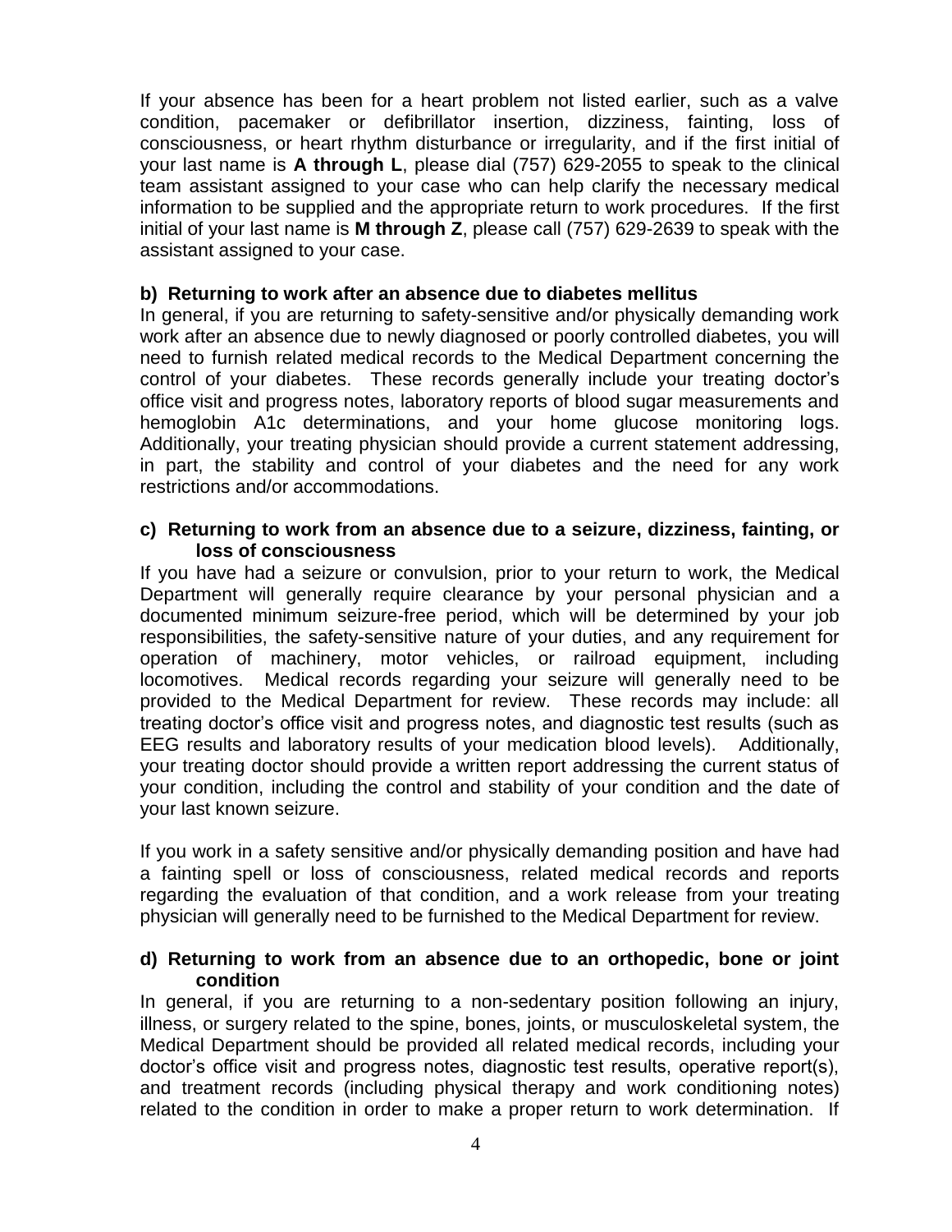If your absence has been for a heart problem not listed earlier, such as a valve condition, pacemaker or defibrillator insertion, dizziness, fainting, loss of consciousness, or heart rhythm disturbance or irregularity, and if the first initial of your last name is **A through L**, please dial (757) 629-2055 to speak to the clinical team assistant assigned to your case who can help clarify the necessary medical information to be supplied and the appropriate return to work procedures. If the first initial of your last name is **M through Z**, please call (757) 629-2639 to speak with the assistant assigned to your case.

**b) Returning to work after an absence due to diabetes mellitus**

In general, if you are returning to safety-sensitive and/or physically demanding work work after an absence due to newly diagnosed or poorly controlled diabetes, you will need to furnish related medical records to the Medical Department concerning the control of your diabetes. These records generally include your treating doctor's office visit and progress notes, laboratory reports of blood sugar measurements and hemoglobin A1c determinations, and your home glucose monitoring logs. Additionally, your treating physician should provide a current statement addressing, in part, the stability and control of your diabetes and the need for any work restrictions and/or accommodations.

**c) Returning to work from an absence due to a seizure, dizziness, fainting, or loss of consciousness**

If you have had a seizure or convulsion, prior to your return to work, the Medical Department will generally require clearance by your personal physician and a documented minimum seizure-free period, which will be determined by your job responsibilities, the safety-sensitive nature of your duties, and any requirement for operation of machinery, motor vehicles, or railroad equipment, including locomotives. Medical records regarding your seizure will generally need to be provided to the Medical Department for review. These records may include: all treating doctor's office visit and progress notes, and diagnostic test results (such as EEG results and laboratory results of your medication blood levels). Additionally, your treating doctor should provide a written report addressing the current status of your condition, including the control and stability of your condition and the date of your last known seizure.

If you work in a safety sensitive and/or physically demanding position and have had a fainting spell or loss of consciousness, related medical records and reports regarding the evaluation of that condition, and a work release from your treating physician will generally need to be furnished to the Medical Department for review.

**d) Returning to work from an absence due to an orthopedic, bone or joint condition**

In general, if you are returning to a non-sedentary position following an injury, illness, or surgery related to the spine, bones, joints, or musculoskeletal system, the Medical Department should be provided all related medical records, including your doctor's office visit and progress notes, diagnostic test results, operative report(s), and treatment records (including physical therapy and work conditioning notes) related to the condition in order to make a proper return to work determination. If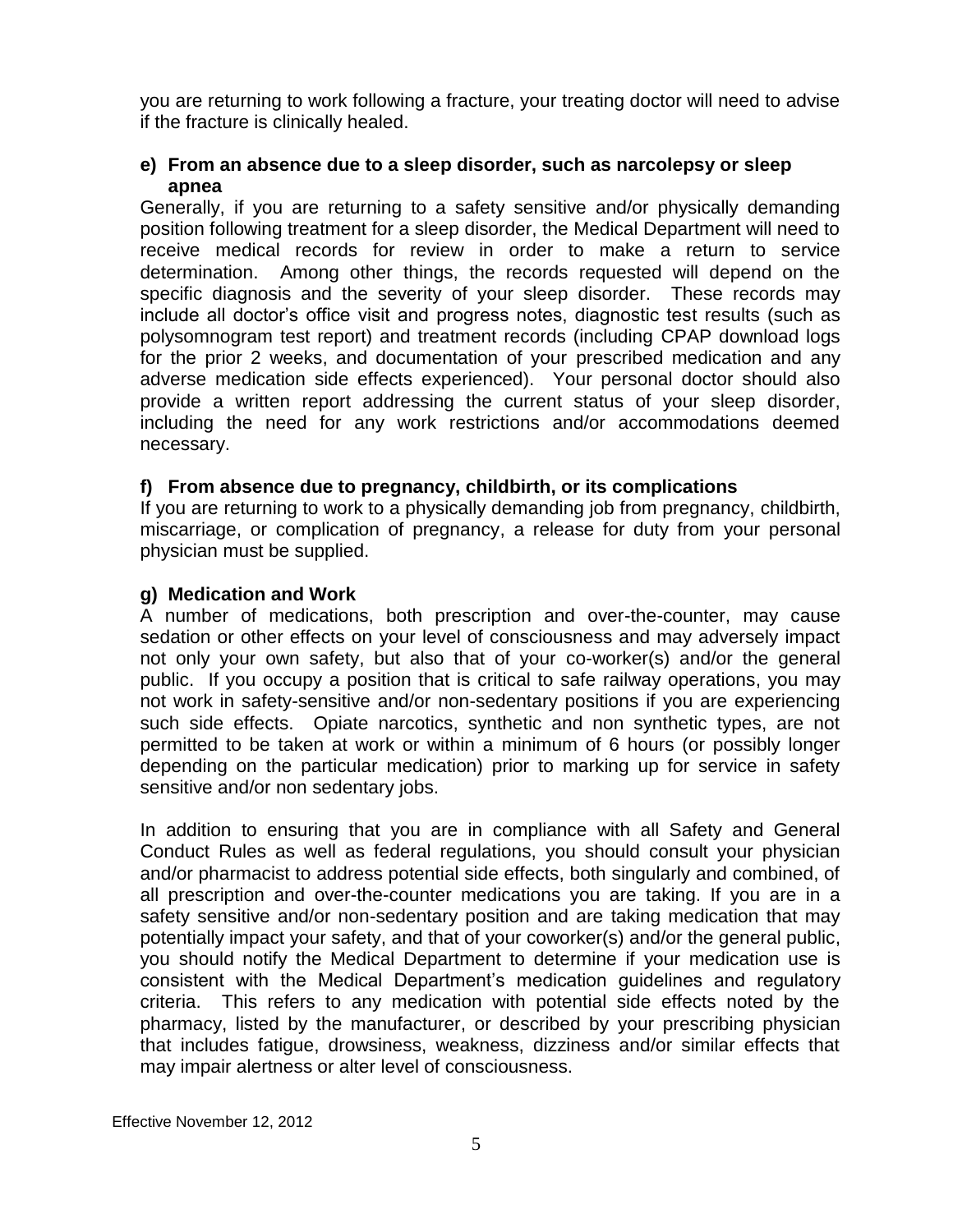you are returning to work following a fracture, your treating doctor will need to advise if the fracture is clinically healed.

**e) From an absence due to a sleep disorder, such as narcolepsy or sleep apnea**

Generally, if you are returning to a safety sensitive and/or physically demanding position following treatment for a sleep disorder, the Medical Department will need to receive medical records for review in order to make a return to service determination. Among other things, the records requested will depend on the specific diagnosis and the severity of your sleep disorder. These records may include all doctor's office visit and progress notes, diagnostic test results (such as polysomnogram test report) and treatment records (including CPAP download logs for the prior 2 weeks, and documentation of your prescribed medication and any adverse medication side effects experienced). Your personal doctor should also provide a written report addressing the current status of your sleep disorder, including the need for any work restrictions and/or accommodations deemed necessary.

**f) From absence due to pregnancy, childbirth, or its complications**

If you are returning to work to a physically demanding job from pregnancy, childbirth, miscarriage, or complication of pregnancy, a release for duty from your personal physician must be supplied.

**g) Medication and Work**

A number of medications, both prescription and over-the-counter, may cause sedation or other effects on your level of consciousness and may adversely impact not only your own safety, but also that of your co-worker(s) and/or the general public. If you occupy a position that is critical to safe railway operations, you may not work in safety-sensitive and/or non-sedentary positions if you are experiencing such side effects. Opiate narcotics, synthetic and non synthetic types, are not permitted to be taken at work or within a minimum of 6 hours (or possibly longer depending on the particular medication) prior to marking up for service in safety sensitive and/or non sedentary jobs.

In addition to ensuring that you are in compliance with all Safety and General Conduct Rules as well as federal regulations, you should consult your physician and/or pharmacist to address potential side effects, both singularly and combined, of all prescription and over-the-counter medications you are taking. If you are in a safety sensitive and/or non-sedentary position and are taking medication that may potentially impact your safety, and that of your coworker(s) and/or the general public, you should notify the Medical Department to determine if your medication use is consistent with the Medical Department's medication guidelines and regulatory criteria. This refers to any medication with potential side effects noted by the pharmacy, listed by the manufacturer, or described by your prescribing physician that includes fatigue, drowsiness, weakness, dizziness and/or similar effects that may impair alertness or alter level of consciousness.